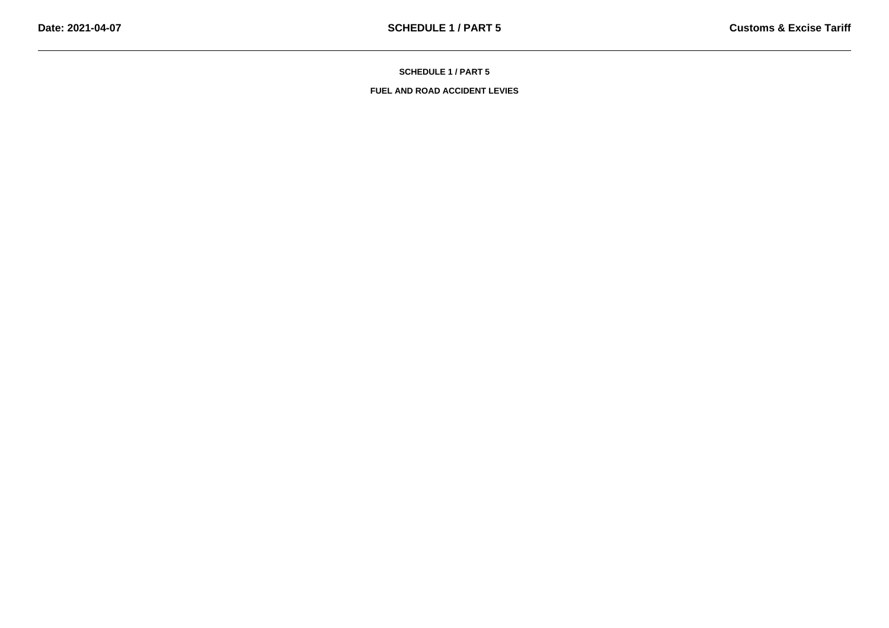# SCHEDULE 1 / PART 5

## FUEL AND ROAD ACCIDENT LEVIES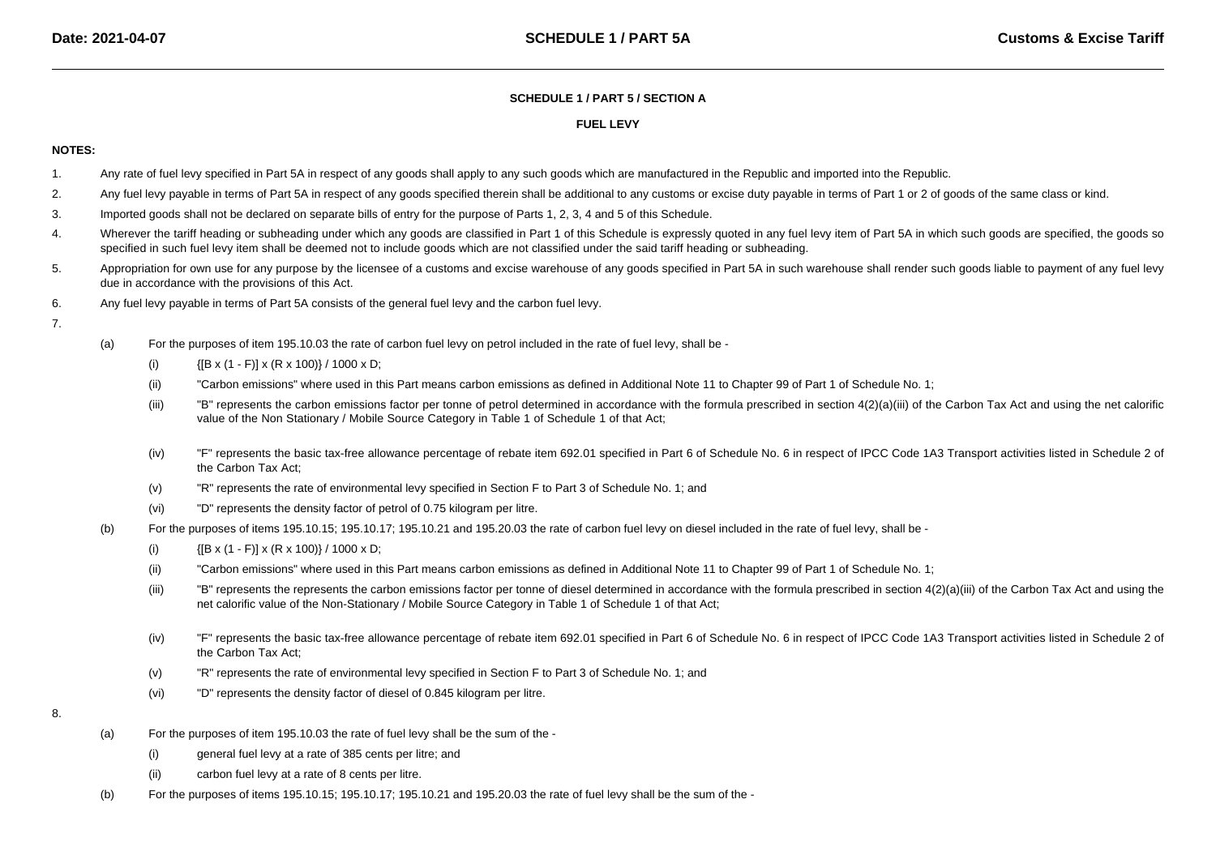## SCHEDULE 1 / PART 5 / SECTION A

## FUEL LEVY

**NOTES:**

1. Any rate of fuel levy specified in Part 5A in respect of any goods shall apply to any such goods which are manufactured in the Republic and imported into the Republic.
2. Any fuel levy payable in terms of Part 5A in respect of any goods specified therein shall be additional to any customs or excise duty payable in terms of Part 1 or 2 of goods of the same class or kind.
3. Imported goods shall not be declared on separate bills of entry for the purpose of Parts 1, 2, 3, 4 and 5 of this Schedule.
4. Wherever the tariff heading or subheading under which any goods are classified in Part 1 of this Schedule is expressly quoted in any fuel levy item of Part 5A in which such goods are specified, the goods so specified in such fuel levy item shall be deemed not to include goods which are not classified under the said tariff heading or subheading.
5. Appropriation for own use for any purpose by the licensee of a customs and excise warehouse of any goods specified in Part 5A in such warehouse shall render such goods liable to payment of any fuel levy due in accordance with the provisions of this Act.
6. Any fuel levy payable in terms of Part 5A consists of the general fuel levy and the carbon fuel levy.
7.
   (a) For the purposes of item 195.10.03 the rate of carbon fuel levy on petrol included in the rate of fuel levy, shall be -
      (i) {[B x (1 - F)] x (R x 100)} / 1000 x D;
      (ii) "Carbon emissions" where used in this Part means carbon emissions as defined in Additional Note 11 to Chapter 99 of Part 1 of Schedule No. 1;
      (iii) "B" represents the carbon emissions factor per tonne of petrol determined in accordance with the formula prescribed in section 4(2)(a)(iii) of the Carbon Tax Act and using the net calorific value of the Non Stationary / Mobile Source Category in Table 1 of Schedule 1 of that Act;
      (iv) "F" represents the basic tax-free allowance percentage of rebate item 692.01 specified in Part 6 of Schedule No. 6 in respect of IPCC Code 1A3 Transport activities listed in Schedule 2 of the Carbon Tax Act;
      (v) "R" represents the rate of environmental levy specified in Section F to Part 3 of Schedule No. 1; and
      (vi) "D" represents the density factor of petrol of 0.75 kilogram per litre.

   (b) For the purposes of items 195.10.15; 195.10.17; 195.10.21 and 195.20.03 the rate of carbon fuel levy on diesel included in the rate of fuel levy, shall be -
      (i) {[B x (1 - F)] x (R x 100)} / 1000 x D;
      (ii) "Carbon emissions" where used in this Part means carbon emissions as defined in Additional Note 11 to Chapter 99 of Part 1 of Schedule No. 1;
      (iii) "B" represents the represents the carbon emissions factor per tonne of diesel determined in accordance with the formula prescribed in section 4(2)(a)(iii) of the Carbon Tax Act and using the net calorific value of the Non-Stationary / Mobile Source Category in Table 1 of Schedule 1 of that Act;
      (iv) "F" represents the basic tax-free allowance percentage of rebate item 692.01 specified in Part 6 of Schedule No. 6 in respect of IPCC Code 1A3 Transport activities listed in Schedule 2 of the Carbon Tax Act;
      (v) "R" represents the rate of environmental levy specified in Section F to Part 3 of Schedule No. 1; and
      (vi) "D" represents the density factor of diesel of 0.845 kilogram per litre.
8.
   (a) For the purposes of item 195.10.03 the rate of fuel levy shall be the sum of the -
      (i) general fuel levy at a rate of 385 cents per litre; and
      (ii) carbon fuel levy at a rate of 8 cents per litre.

   (b) For the purposes of items 195.10.15; 195.10.17; 195.10.21 and 195.20.03 the rate of fuel levy shall be the sum of the -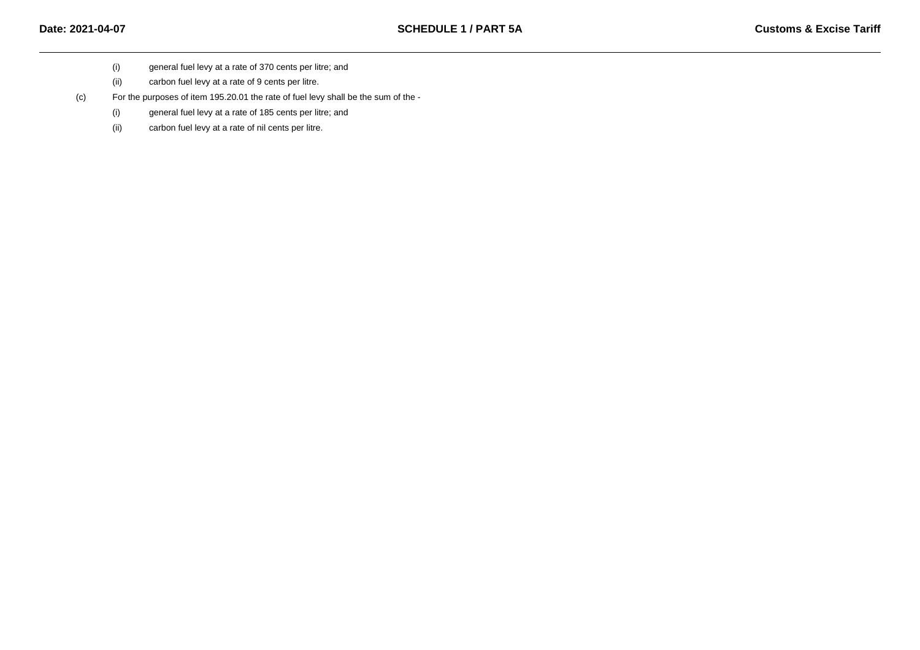(i) general fuel levy at a rate of 370 cents per litre; and

(ii) carbon fuel levy at a rate of 9 cents per litre.

(c) For the purposes of item 195.20.01 the rate of fuel levy shall be the sum of the -

(i) general fuel levy at a rate of 185 cents per litre; and

(ii) carbon fuel levy at a rate of nil cents per litre.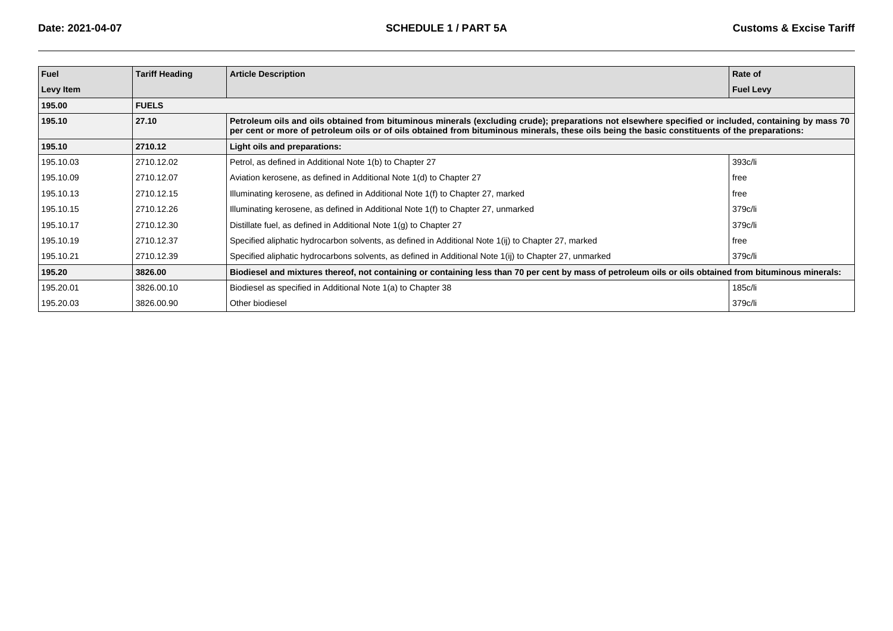| Fuel Levy Item | Tariff Heading | Article Description | Rate of Fuel Levy |
|---|---|---|---|
| **195.00** | **FUELS** | | |
| **195.10** | **27.10** | **Petroleum oils and oils obtained from bituminous minerals (excluding crude); preparations not elsewhere specified or included, containing by mass 70 per cent or more of petroleum oils or of oils obtained from bituminous minerals, these oils being the basic constituents of the preparations:** | |
| **195.10** | **2710.12** | **Light oils and preparations:** | |
| 195.10.03 | 2710.12.02 | Petrol, as defined in Additional Note 1(b) to Chapter 27 | 393c/li |
| 195.10.09 | 2710.12.07 | Aviation kerosene, as defined in Additional Note 1(d) to Chapter 27 | free |
| 195.10.13 | 2710.12.15 | Illuminating kerosene, as defined in Additional Note 1(f) to Chapter 27, marked | free |
| 195.10.15 | 2710.12.26 | Illuminating kerosene, as defined in Additional Note 1(f) to Chapter 27, unmarked | 379c/li |
| 195.10.17 | 2710.12.30 | Distillate fuel, as defined in Additional Note 1(g) to Chapter 27 | 379c/li |
| 195.10.19 | 2710.12.37 | Specified aliphatic hydrocarbon solvents, as defined in Additional Note 1(ij) to Chapter 27, marked | free |
| 195.10.21 | 2710.12.39 | Specified aliphatic hydrocarbons solvents, as defined in Additional Note 1(ij) to Chapter 27, unmarked | 379c/li |
| **195.20** | **3826.00** | **Biodiesel and mixtures thereof, not containing or containing less than 70 per cent by mass of petroleum oils or oils obtained from bituminous minerals:** | |
| 195.20.01 | 3826.00.10 | Biodiesel as specified in Additional Note 1(a) to Chapter 38 | 185c/li |
| 195.20.03 | 3826.00.90 | Other biodiesel | 379c/li |